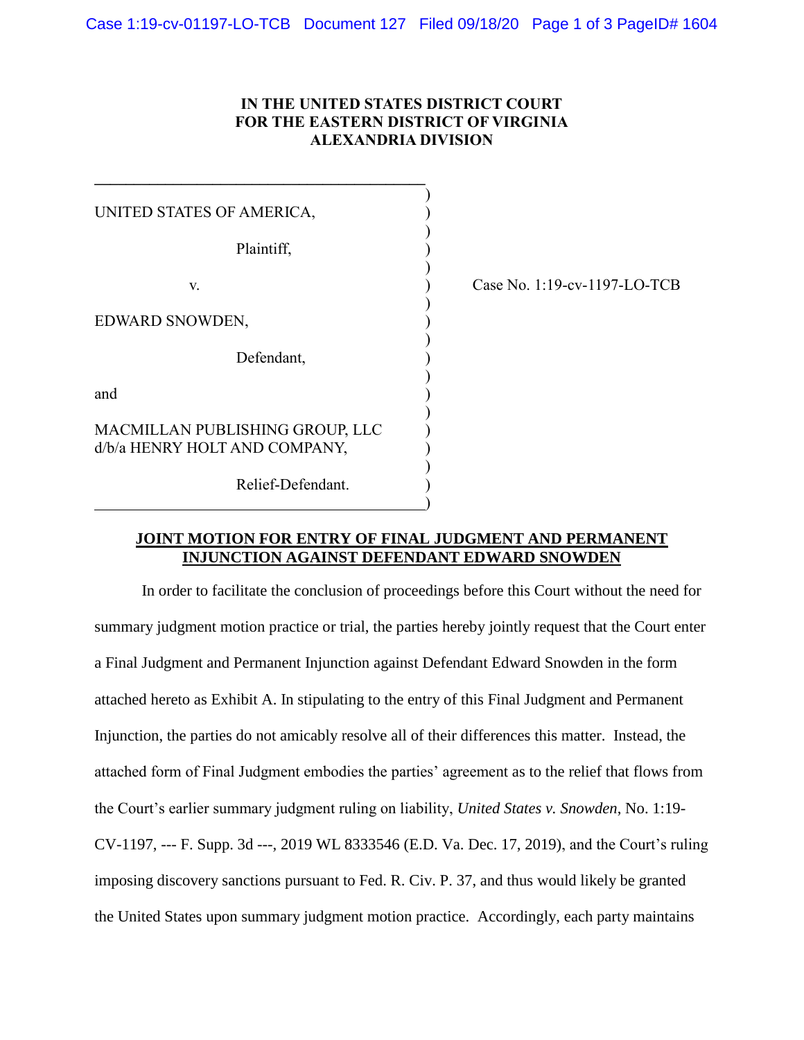**IN THE UNITED STATES DISTRICT COURT**
**FOR THE EASTERN DISTRICT OF VIRGINIA**
**ALEXANDRIA DIVISION**

UNITED STATES OF AMERICA,

Plaintiff,

v.

EDWARD SNOWDEN,

Defendant,

and

MACMILLAN PUBLISHING GROUP, LLC
d/b/a HENRY HOLT AND COMPANY,

Relief-Defendant.

Case No. 1:19-cv-1197-LO-TCB

**JOINT MOTION FOR ENTRY OF FINAL JUDGMENT AND PERMANENT INJUNCTION AGAINST DEFENDANT EDWARD SNOWDEN**

In order to facilitate the conclusion of proceedings before this Court without the need for summary judgment motion practice or trial, the parties hereby jointly request that the Court enter a Final Judgment and Permanent Injunction against Defendant Edward Snowden in the form attached hereto as Exhibit A. In stipulating to the entry of this Final Judgment and Permanent Injunction, the parties do not amicably resolve all of their differences this matter. Instead, the attached form of Final Judgment embodies the parties' agreement as to the relief that flows from the Court's earlier summary judgment ruling on liability, *United States v. Snowden*, No. 1:19-CV-1197, --- F. Supp. 3d ---, 2019 WL 8333546 (E.D. Va. Dec. 17, 2019), and the Court's ruling imposing discovery sanctions pursuant to Fed. R. Civ. P. 37, and thus would likely be granted the United States upon summary judgment motion practice. Accordingly, each party maintains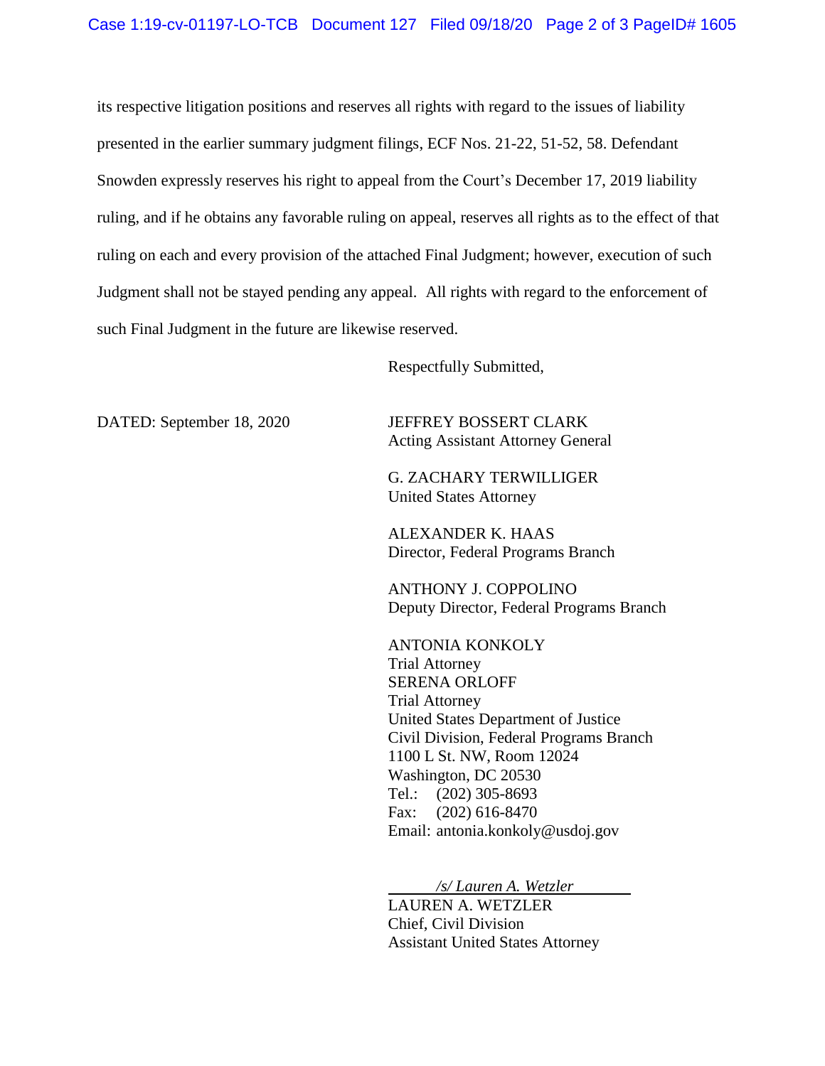its respective litigation positions and reserves all rights with regard to the issues of liability presented in the earlier summary judgment filings, ECF Nos. 21-22, 51-52, 58. Defendant Snowden expressly reserves his right to appeal from the Court's December 17, 2019 liability ruling, and if he obtains any favorable ruling on appeal, reserves all rights as to the effect of that ruling on each and every provision of the attached Final Judgment; however, execution of such Judgment shall not be stayed pending any appeal. All rights with regard to the enforcement of such Final Judgment in the future are likewise reserved.

Respectfully Submitted,

DATED: September 18, 2020

JEFFREY BOSSERT CLARK
Acting Assistant Attorney General

G. ZACHARY TERWILLIGER
United States Attorney

ALEXANDER K. HAAS
Director, Federal Programs Branch

ANTHONY J. COPPOLINO
Deputy Director, Federal Programs Branch

ANTONIA KONKOLY
Trial Attorney
SERENA ORLOFF
Trial Attorney
United States Department of Justice
Civil Division, Federal Programs Branch
1100 L St. NW, Room 12024
Washington, DC 20530
Tel.: (202) 305-8693
Fax: (202) 616-8470
Email: antonia.konkoly@usdoj.gov

*/s/ Lauren A. Wetzler*
LAUREN A. WETZLER
Chief, Civil Division
Assistant United States Attorney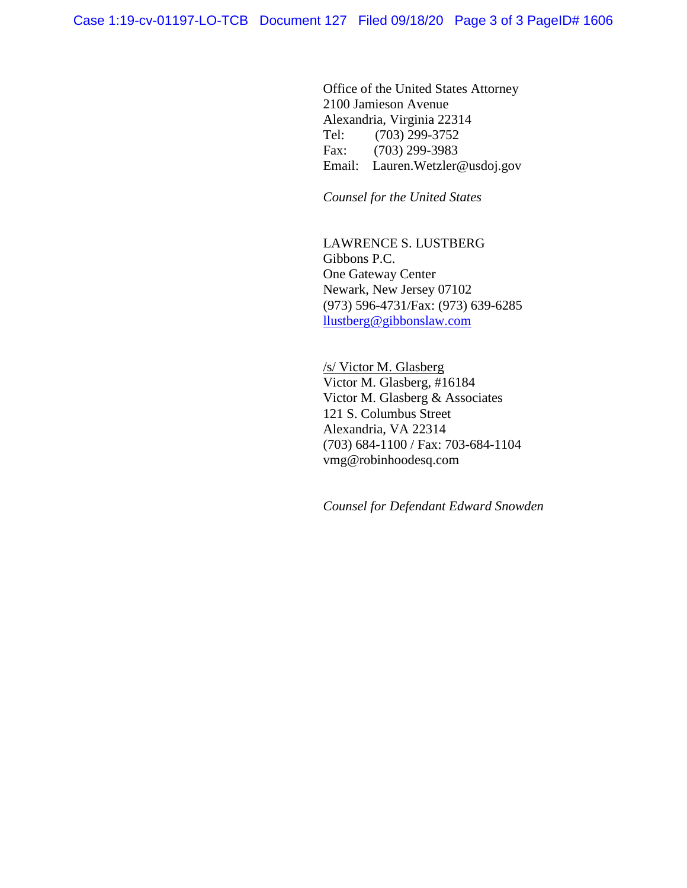Office of the United States Attorney
2100 Jamieson Avenue
Alexandria, Virginia 22314
Tel: (703) 299-3752
Fax: (703) 299-3983
Email: Lauren.Wetzler@usdoj.gov

*Counsel for the United States*

LAWRENCE S. LUSTBERG
Gibbons P.C.
One Gateway Center
Newark, New Jersey 07102
(973) 596-4731/Fax: (973) 639-6285
llustberg@gibbonslaw.com

/s/ Victor M. Glasberg
Victor M. Glasberg, #16184
Victor M. Glasberg & Associates
121 S. Columbus Street
Alexandria, VA 22314
(703) 684-1100 / Fax: 703-684-1104
vmg@robinhoodesq.com

*Counsel for Defendant Edward Snowden*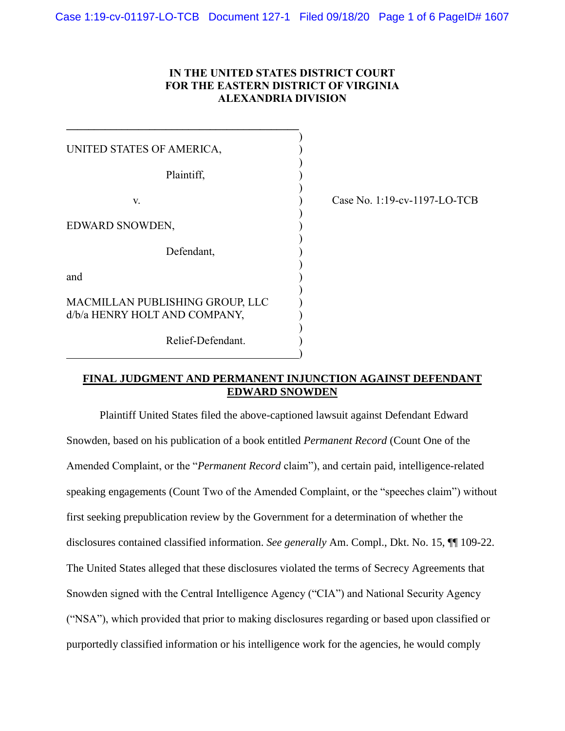**IN THE UNITED STATES DISTRICT COURT**
**FOR THE EASTERN DISTRICT OF VIRGINIA**
**ALEXANDRIA DIVISION**

| | |
|---|---|
| UNITED STATES OF AMERICA,<br><br>Plaintiff,<br><br>v.<br><br>EDWARD SNOWDEN,<br><br>Defendant,<br><br>and<br><br>MACMILLAN PUBLISHING GROUP, LLC d/b/a HENRY HOLT AND COMPANY,<br><br>Relief-Defendant. | Case No. 1:19-cv-1197-LO-TCB |

**FINAL JUDGMENT AND PERMANENT INJUNCTION AGAINST DEFENDANT EDWARD SNOWDEN**

Plaintiff United States filed the above-captioned lawsuit against Defendant Edward Snowden, based on his publication of a book entitled *Permanent Record* (Count One of the Amended Complaint, or the "*Permanent Record* claim"), and certain paid, intelligence-related speaking engagements (Count Two of the Amended Complaint, or the "speeches claim") without first seeking prepublication review by the Government for a determination of whether the disclosures contained classified information. *See generally* Am. Compl., Dkt. No. 15, ¶¶ 109-22. The United States alleged that these disclosures violated the terms of Secrecy Agreements that Snowden signed with the Central Intelligence Agency ("CIA") and National Security Agency ("NSA"), which provided that prior to making disclosures regarding or based upon classified or purportedly classified information or his intelligence work for the agencies, he would comply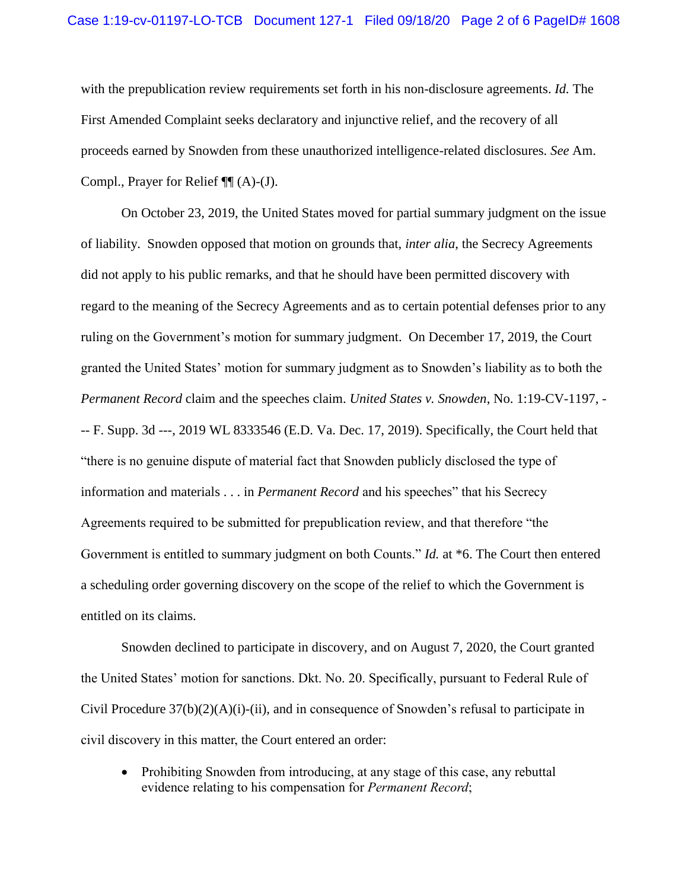with the prepublication review requirements set forth in his non-disclosure agreements. *Id.* The First Amended Complaint seeks declaratory and injunctive relief, and the recovery of all proceeds earned by Snowden from these unauthorized intelligence-related disclosures. *See* Am. Compl., Prayer for Relief ¶¶ (A)-(J).

On October 23, 2019, the United States moved for partial summary judgment on the issue of liability. Snowden opposed that motion on grounds that, *inter alia*, the Secrecy Agreements did not apply to his public remarks, and that he should have been permitted discovery with regard to the meaning of the Secrecy Agreements and as to certain potential defenses prior to any ruling on the Government's motion for summary judgment. On December 17, 2019, the Court granted the United States' motion for summary judgment as to Snowden's liability as to both the *Permanent Record* claim and the speeches claim. *United States v. Snowden*, No. 1:19-CV-1197, --- F. Supp. 3d ---, 2019 WL 8333546 (E.D. Va. Dec. 17, 2019). Specifically, the Court held that "there is no genuine dispute of material fact that Snowden publicly disclosed the type of information and materials . . . in *Permanent Record* and his speeches" that his Secrecy Agreements required to be submitted for prepublication review, and that therefore "the Government is entitled to summary judgment on both Counts." *Id.* at *6. The Court then entered a scheduling order governing discovery on the scope of the relief to which the Government is entitled on its claims.

Snowden declined to participate in discovery, and on August 7, 2020, the Court granted the United States' motion for sanctions. Dkt. No. 20. Specifically, pursuant to Federal Rule of Civil Procedure 37(b)(2)(A)(i)-(ii), and in consequence of Snowden's refusal to participate in civil discovery in this matter, the Court entered an order:

- Prohibiting Snowden from introducing, at any stage of this case, any rebuttal evidence relating to his compensation for *Permanent Record*;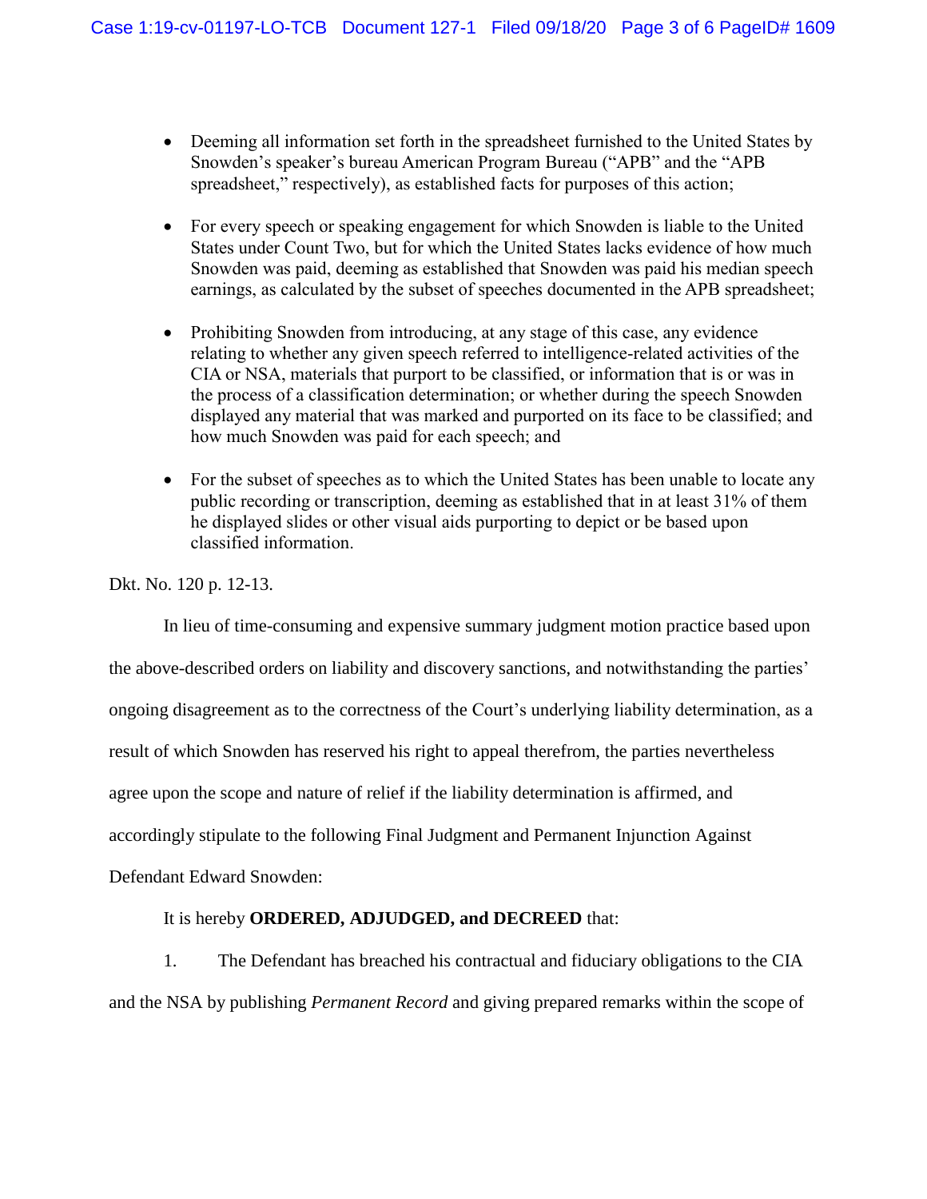- Deeming all information set forth in the spreadsheet furnished to the United States by Snowden's speaker's bureau American Program Bureau ("APB" and the "APB spreadsheet," respectively), as established facts for purposes of this action;

- For every speech or speaking engagement for which Snowden is liable to the United States under Count Two, but for which the United States lacks evidence of how much Snowden was paid, deeming as established that Snowden was paid his median speech earnings, as calculated by the subset of speeches documented in the APB spreadsheet;

- Prohibiting Snowden from introducing, at any stage of this case, any evidence relating to whether any given speech referred to intelligence-related activities of the CIA or NSA, materials that purport to be classified, or information that is or was in the process of a classification determination; or whether during the speech Snowden displayed any material that was marked and purported on its face to be classified; and how much Snowden was paid for each speech; and

- For the subset of speeches as to which the United States has been unable to locate any public recording or transcription, deeming as established that in at least 31% of them he displayed slides or other visual aids purporting to depict or be based upon classified information.

Dkt. No. 120 p. 12-13.

In lieu of time-consuming and expensive summary judgment motion practice based upon the above-described orders on liability and discovery sanctions, and notwithstanding the parties' ongoing disagreement as to the correctness of the Court's underlying liability determination, as a result of which Snowden has reserved his right to appeal therefrom, the parties nevertheless agree upon the scope and nature of relief if the liability determination is affirmed, and accordingly stipulate to the following Final Judgment and Permanent Injunction Against Defendant Edward Snowden:

It is hereby **ORDERED, ADJUDGED, and DECREED** that:

1. The Defendant has breached his contractual and fiduciary obligations to the CIA and the NSA by publishing *Permanent Record* and giving prepared remarks within the scope of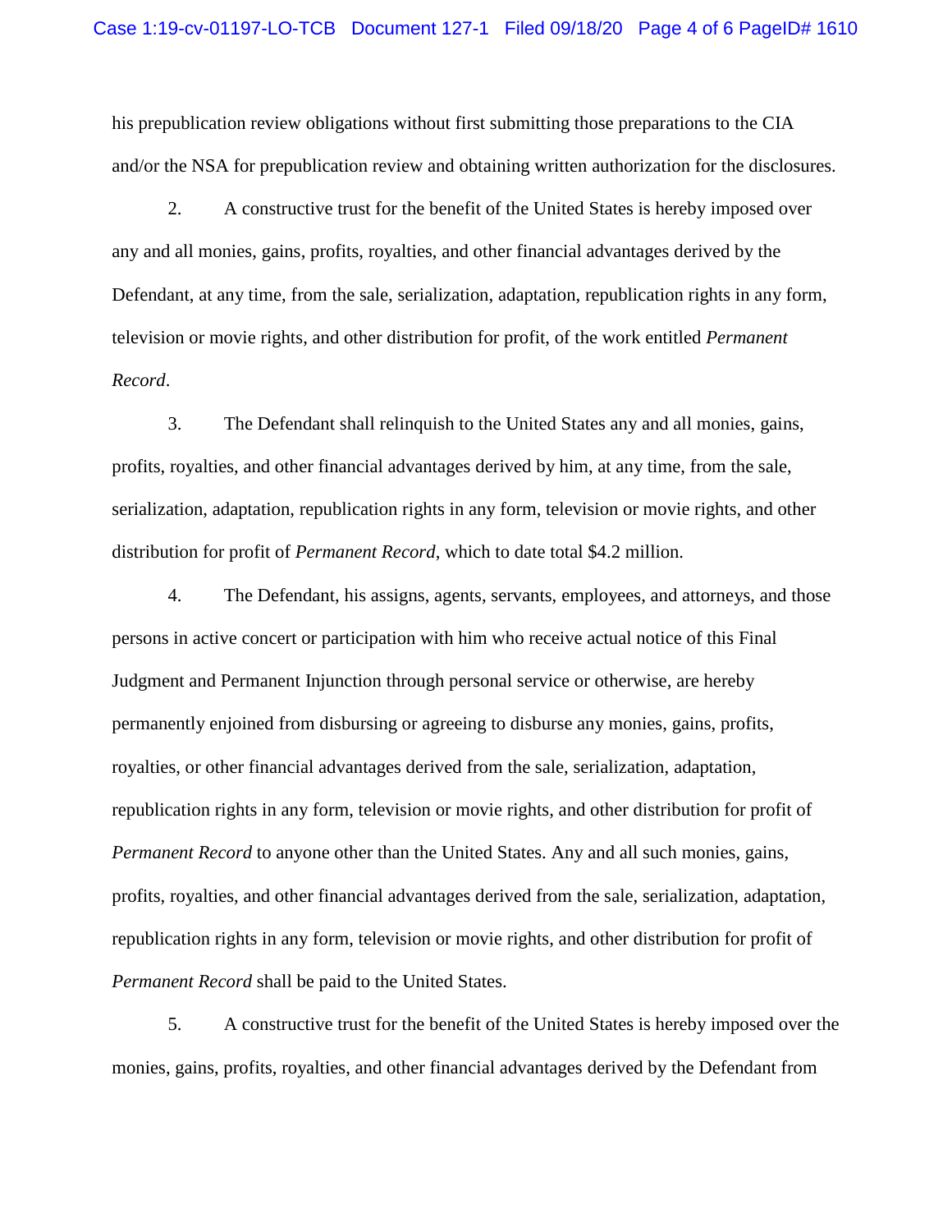his prepublication review obligations without first submitting those preparations to the CIA and/or the NSA for prepublication review and obtaining written authorization for the disclosures.

2. A constructive trust for the benefit of the United States is hereby imposed over any and all monies, gains, profits, royalties, and other financial advantages derived by the Defendant, at any time, from the sale, serialization, adaptation, republication rights in any form, television or movie rights, and other distribution for profit, of the work entitled *Permanent Record*.

3. The Defendant shall relinquish to the United States any and all monies, gains, profits, royalties, and other financial advantages derived by him, at any time, from the sale, serialization, adaptation, republication rights in any form, television or movie rights, and other distribution for profit of *Permanent Record*, which to date total $4.2 million.

4. The Defendant, his assigns, agents, servants, employees, and attorneys, and those persons in active concert or participation with him who receive actual notice of this Final Judgment and Permanent Injunction through personal service or otherwise, are hereby permanently enjoined from disbursing or agreeing to disburse any monies, gains, profits, royalties, or other financial advantages derived from the sale, serialization, adaptation, republication rights in any form, television or movie rights, and other distribution for profit of *Permanent Record* to anyone other than the United States. Any and all such monies, gains, profits, royalties, and other financial advantages derived from the sale, serialization, adaptation, republication rights in any form, television or movie rights, and other distribution for profit of *Permanent Record* shall be paid to the United States.

5. A constructive trust for the benefit of the United States is hereby imposed over the monies, gains, profits, royalties, and other financial advantages derived by the Defendant from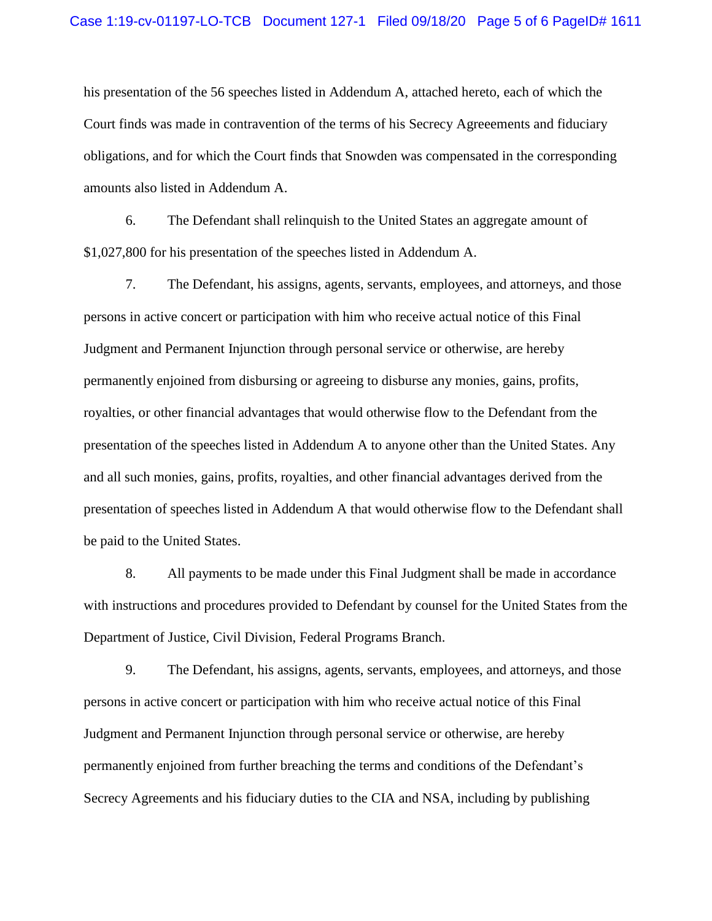his presentation of the 56 speeches listed in Addendum A, attached hereto, each of which the Court finds was made in contravention of the terms of his Secrecy Agreeements and fiduciary obligations, and for which the Court finds that Snowden was compensated in the corresponding amounts also listed in Addendum A.

6. The Defendant shall relinquish to the United States an aggregate amount of $1,027,800 for his presentation of the speeches listed in Addendum A.

7. The Defendant, his assigns, agents, servants, employees, and attorneys, and those persons in active concert or participation with him who receive actual notice of this Final Judgment and Permanent Injunction through personal service or otherwise, are hereby permanently enjoined from disbursing or agreeing to disburse any monies, gains, profits, royalties, or other financial advantages that would otherwise flow to the Defendant from the presentation of the speeches listed in Addendum A to anyone other than the United States. Any and all such monies, gains, profits, royalties, and other financial advantages derived from the presentation of speeches listed in Addendum A that would otherwise flow to the Defendant shall be paid to the United States.

8. All payments to be made under this Final Judgment shall be made in accordance with instructions and procedures provided to Defendant by counsel for the United States from the Department of Justice, Civil Division, Federal Programs Branch.

9. The Defendant, his assigns, agents, servants, employees, and attorneys, and those persons in active concert or participation with him who receive actual notice of this Final Judgment and Permanent Injunction through personal service or otherwise, are hereby permanently enjoined from further breaching the terms and conditions of the Defendant's Secrecy Agreements and his fiduciary duties to the CIA and NSA, including by publishing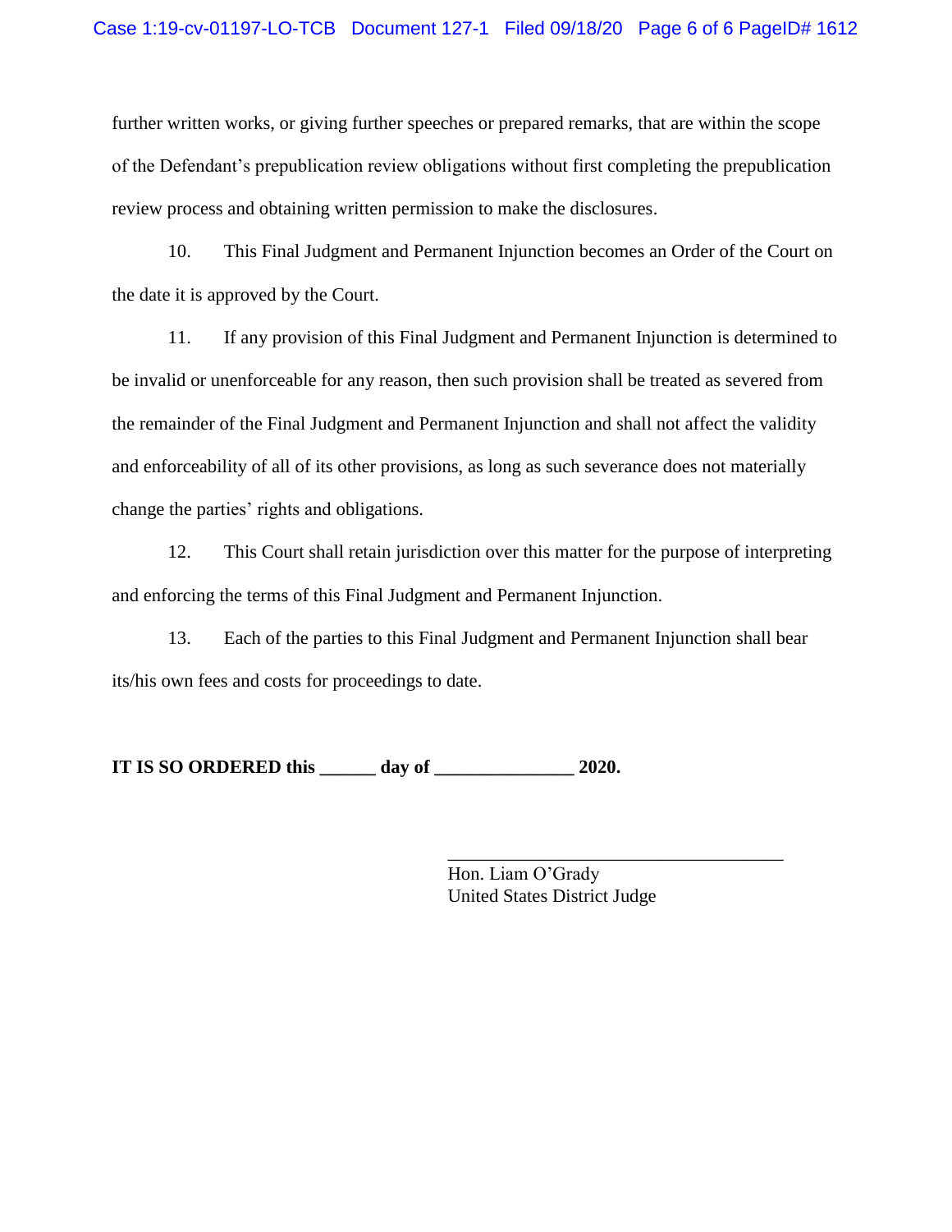further written works, or giving further speeches or prepared remarks, that are within the scope of the Defendant's prepublication review obligations without first completing the prepublication review process and obtaining written permission to make the disclosures.

10. This Final Judgment and Permanent Injunction becomes an Order of the Court on the date it is approved by the Court.

11. If any provision of this Final Judgment and Permanent Injunction is determined to be invalid or unenforceable for any reason, then such provision shall be treated as severed from the remainder of the Final Judgment and Permanent Injunction and shall not affect the validity and enforceability of all of its other provisions, as long as such severance does not materially change the parties' rights and obligations.

12. This Court shall retain jurisdiction over this matter for the purpose of interpreting and enforcing the terms of this Final Judgment and Permanent Injunction.

13. Each of the parties to this Final Judgment and Permanent Injunction shall bear its/his own fees and costs for proceedings to date.

**IT IS SO ORDERED this ______ day of _______________ 2020.**

_____________________________________
Hon. Liam O'Grady
United States District Judge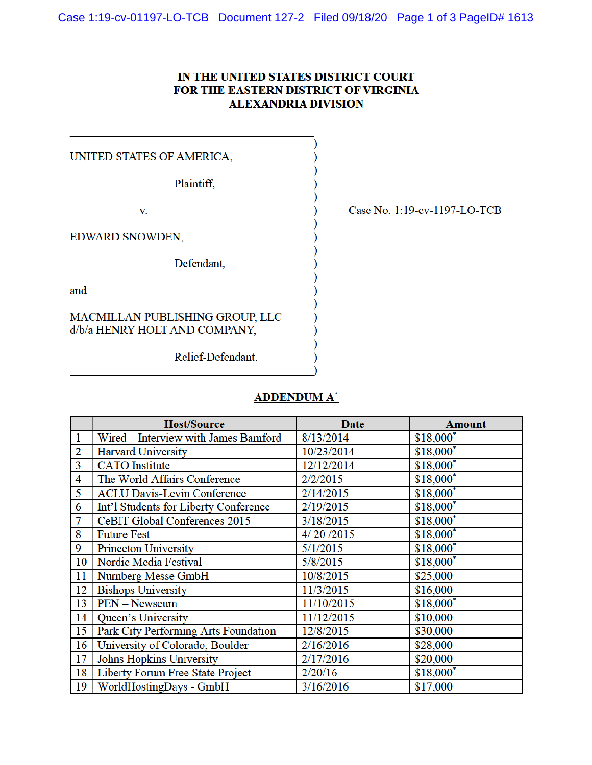**IN THE UNITED STATES DISTRICT COURT**
**FOR THE EASTERN DISTRICT OF VIRGINIA**
**ALEXANDRIA DIVISION**

UNITED STATES OF AMERICA,

Plaintiff,

v.

EDWARD SNOWDEN,

Defendant,

and

MACMILLAN PUBLISHING GROUP, LLC
d/b/a HENRY HOLT AND COMPANY,

Relief-Defendant.

Case No. 1:19-cv-1197-LO-TCB

**ADDENDUM A***

| | Host/Source | Date | Amount |
|---|---|---|---|
| 1 | Wired – Interview with James Bamford | 8/13/2014 | $18,000* |
| 2 | Harvard University | 10/23/2014 | $18,000* |
| 3 | CATO Institute | 12/12/2014 | $18,000* |
| 4 | The World Affairs Conference | 2/2/2015 | $18,000* |
| 5 | ACLU Davis-Levin Conference | 2/14/2015 | $18,000* |
| 6 | Int'l Students for Liberty Conference | 2/19/2015 | $18,000* |
| 7 | CeBIT Global Conferences 2015 | 3/18/2015 | $18,000* |
| 8 | Future Fest | 4/ 20 /2015 | $18,000* |
| 9 | Princeton University | 5/1/2015 | $18,000* |
| 10 | Nordic Media Festival | 5/8/2015 | $18,000* |
| 11 | Nurnberg Messe GmbH | 10/8/2015 | $25,000 |
| 12 | Bishops University | 11/3/2015 | $16,000 |
| 13 | PEN – Newseum | 11/10/2015 | $18,000* |
| 14 | Queen's University | 11/12/2015 | $10,000 |
| 15 | Park City Performing Arts Foundation | 12/8/2015 | $30,000 |
| 16 | University of Colorado, Boulder | 2/16/2016 | $28,000 |
| 17 | Johns Hopkins University | 2/17/2016 | $20,000 |
| 18 | Liberty Forum Free State Project | 2/20/16 | $18,000* |
| 19 | WorldHostingDays - GmbH | 3/16/2016 | $17,000 |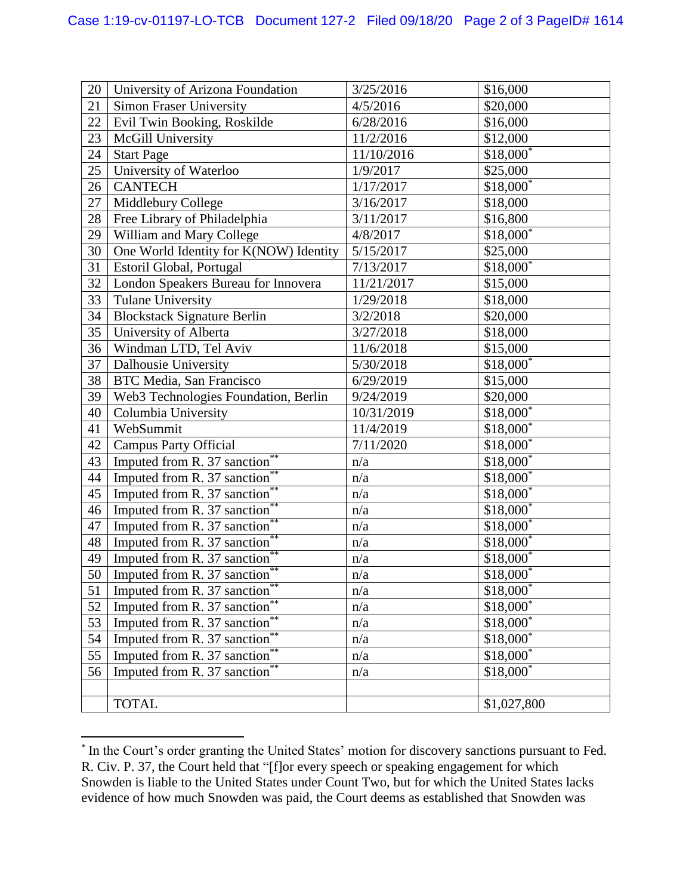| 20 | University of Arizona Foundation | 3/25/2016 | $16,000 |
|---|---|---|---|
| 21 | Simon Fraser University | 4/5/2016 | $20,000 |
| 22 | Evil Twin Booking, Roskilde | 6/28/2016 | $16,000 |
| 23 | McGill University | 11/2/2016 | $12,000 |
| 24 | Start Page | 11/10/2016 | $18,000* |
| 25 | University of Waterloo | 1/9/2017 | $25,000 |
| 26 | CANTECH | 1/17/2017 | $18,000* |
| 27 | Middlebury College | 3/16/2017 | $18,000 |
| 28 | Free Library of Philadelphia | 3/11/2017 | $16,800 |
| 29 | William and Mary College | 4/8/2017 | $18,000* |
| 30 | One World Identity for K(NOW) Identity | 5/15/2017 | $25,000 |
| 31 | Estoril Global, Portugal | 7/13/2017 | $18,000* |
| 32 | London Speakers Bureau for Innovera | 11/21/2017 | $15,000 |
| 33 | Tulane University | 1/29/2018 | $18,000 |
| 34 | Blockstack Signature Berlin | 3/2/2018 | $20,000 |
| 35 | University of Alberta | 3/27/2018 | $18,000 |
| 36 | Windman LTD, Tel Aviv | 11/6/2018 | $15,000 |
| 37 | Dalhousie University | 5/30/2018 | $18,000* |
| 38 | BTC Media, San Francisco | 6/29/2019 | $15,000 |
| 39 | Web3 Technologies Foundation, Berlin | 9/24/2019 | $20,000 |
| 40 | Columbia University | 10/31/2019 | $18,000* |
| 41 | WebSummit | 11/4/2019 | $18,000* |
| 42 | Campus Party Official | 7/11/2020 | $18,000* |
| 43 | Imputed from R. 37 sanction** | n/a | $18,000* |
| 44 | Imputed from R. 37 sanction** | n/a | $18,000* |
| 45 | Imputed from R. 37 sanction** | n/a | $18,000* |
| 46 | Imputed from R. 37 sanction** | n/a | $18,000* |
| 47 | Imputed from R. 37 sanction** | n/a | $18,000* |
| 48 | Imputed from R. 37 sanction** | n/a | $18,000* |
| 49 | Imputed from R. 37 sanction** | n/a | $18,000* |
| 50 | Imputed from R. 37 sanction** | n/a | $18,000* |
| 51 | Imputed from R. 37 sanction** | n/a | $18,000* |
| 52 | Imputed from R. 37 sanction** | n/a | $18,000* |
| 53 | Imputed from R. 37 sanction** | n/a | $18,000* |
| 54 | Imputed from R. 37 sanction** | n/a | $18,000* |
| 55 | Imputed from R. 37 sanction** | n/a | $18,000* |
| 56 | Imputed from R. 37 sanction** | n/a | $18,000* |
| | | | |
| | TOTAL | | $1,027,800 |

* In the Court's order granting the United States' motion for discovery sanctions pursuant to Fed. R. Civ. P. 37, the Court held that "[f]or every speech or speaking engagement for which Snowden is liable to the United States under Count Two, but for which the United States lacks evidence of how much Snowden was paid, the Court deems as established that Snowden was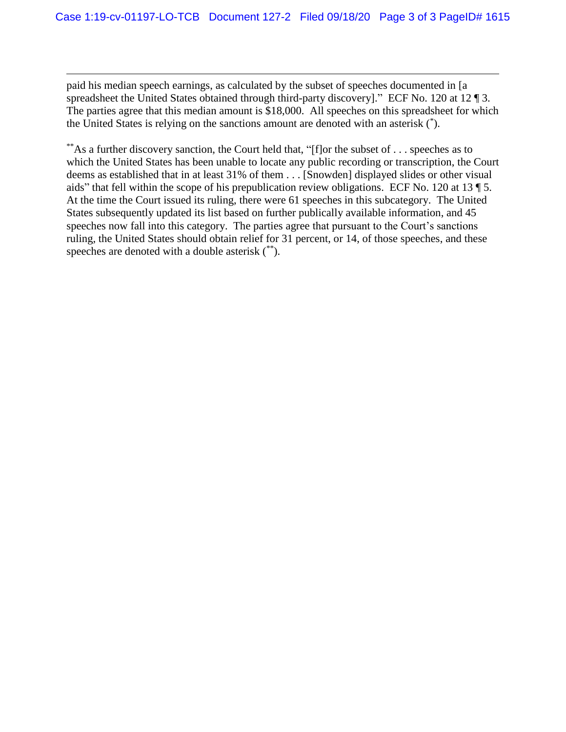paid his median speech earnings, as calculated by the subset of speeches documented in [a spreadsheet the United States obtained through third-party discovery]." ECF No. 120 at 12 ¶ 3. The parties agree that this median amount is $18,000. All speeches on this spreadsheet for which the United States is relying on the sanctions amount are denoted with an asterisk (*).

** As a further discovery sanction, the Court held that, "[f]or the subset of . . . speeches as to which the United States has been unable to locate any public recording or transcription, the Court deems as established that in at least 31% of them . . . [Snowden] displayed slides or other visual aids" that fell within the scope of his prepublication review obligations. ECF No. 120 at 13 ¶ 5. At the time the Court issued its ruling, there were 61 speeches in this subcategory. The United States subsequently updated its list based on further publically available information, and 45 speeches now fall into this category. The parties agree that pursuant to the Court's sanctions ruling, the United States should obtain relief for 31 percent, or 14, of those speeches, and these speeches are denoted with a double asterisk (**).